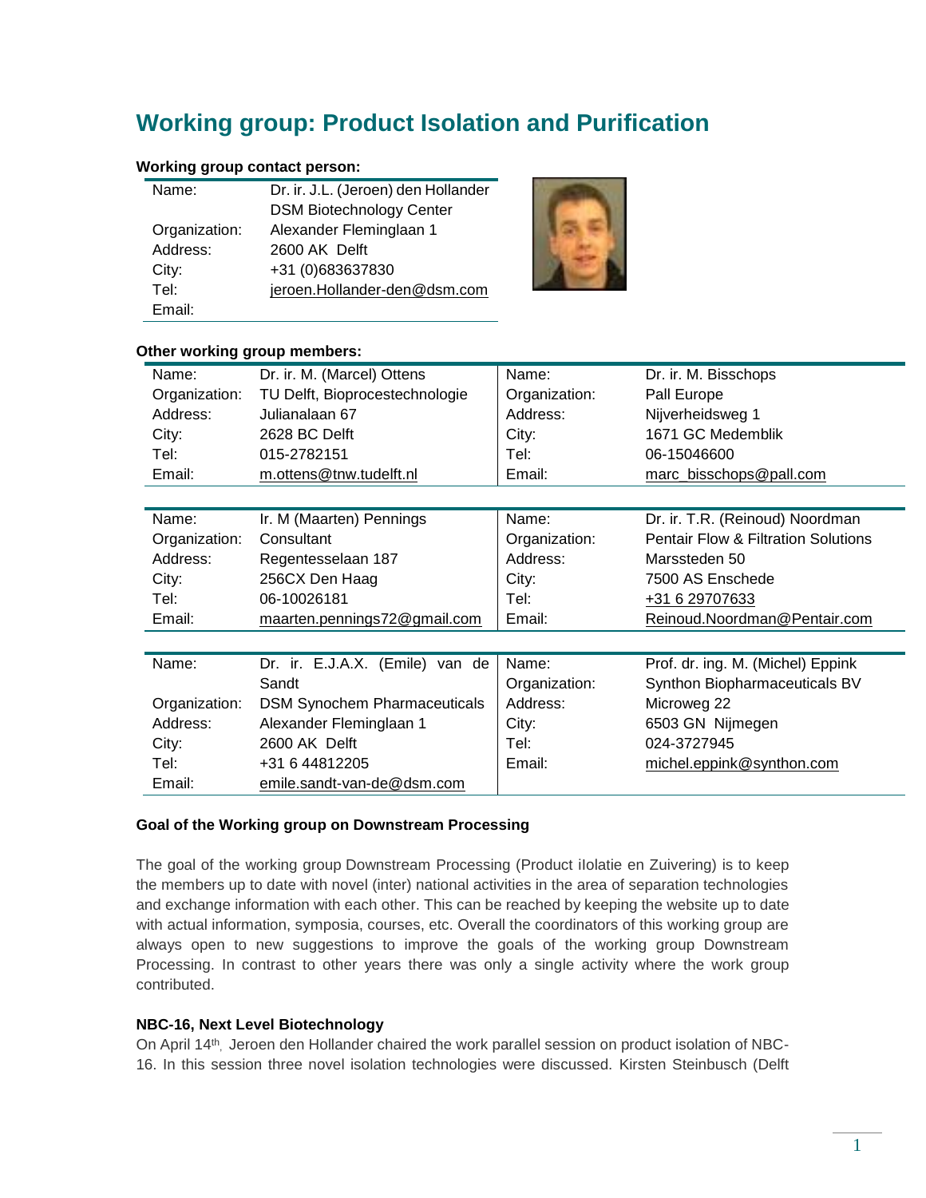# Working group: Product Isolation and Purification

**Working group contact person:**

| | |
|---|---|
| Name: | Dr. ir. J.L. (Jeroen) den Hollander |
| | DSM Biotechnology Center |
| Organization: | Alexander Fleminglaan 1 |
| Address: | 2600 AK Delft |
| City: | +31 (0)683637830 |
| Tel: | jeroen.Hollander-den@dsm.com |
| Email: | |

**Other working group members:**

| | | | |
|---|---|---|---|
| Name: | Dr. ir. M. (Marcel) Ottens | Name: | Dr. ir. M. Bisschops |
| Organization: | TU Delft, Bioprocestechnologie | Organization: | Pall Europe |
| Address: | Julianalaan 67 | Address: | Nijverheidsweg 1 |
| City: | 2628 BC Delft | City: | 1671 GC Medemblik |
| Tel: | 015-2782151 | Tel: | 06-15046600 |
| Email: | m.ottens@tnw.tudelft.nl | Email: | marc_bisschops@pall.com |

| | | | |
|---|---|---|---|
| Name: | Ir. M (Maarten) Pennings | Name: | Dr. ir. T.R. (Reinoud) Noordman |
| Organization: | Consultant | Organization: | Pentair Flow & Filtration Solutions |
| Address: | Regentesselaan 187 | Address: | Marssteden 50 |
| City: | 256CX Den Haag | City: | 7500 AS Enschede |
| Tel: | 06-10026181 | Tel: | +31 6 29707633 |
| Email: | maarten.pennings72@gmail.com | Email: | Reinoud.Noordman@Pentair.com |

| | | | |
|---|---|---|---|
| Name: | Dr. ir. E.J.A.X. (Emile) van de Sandt | Name: | Prof. dr. ing. M. (Michel) Eppink |
| Organization: | DSM Synochem Pharmaceuticals | Organization: | Synthon Biopharmaceuticals BV |
| Address: | Alexander Fleminglaan 1 | Address: | Microweg 22 |
| City: | 2600 AK Delft | City: | 6503 GN Nijmegen |
| Tel: | +31 6 44812205 | Tel: | 024-3727945 |
| Email: | emile.sandt-van-de@dsm.com | Email: | michel.eppink@synthon.com |

**Goal of the Working group on Downstream Processing**

The goal of the working group Downstream Processing (Product iIolatie en Zuivering) is to keep the members up to date with novel (inter) national activities in the area of separation technologies and exchange information with each other. This can be reached by keeping the website up to date with actual information, symposia, courses, etc. Overall the coordinators of this working group are always open to new suggestions to improve the goals of the working group Downstream Processing. In contrast to other years there was only a single activity where the work group contributed.

**NBC-16, Next Level Biotechnology**

On April 14th, Jeroen den Hollander chaired the work parallel session on product isolation of NBC-16. In this session three novel isolation technologies were discussed. Kirsten Steinbusch (Delft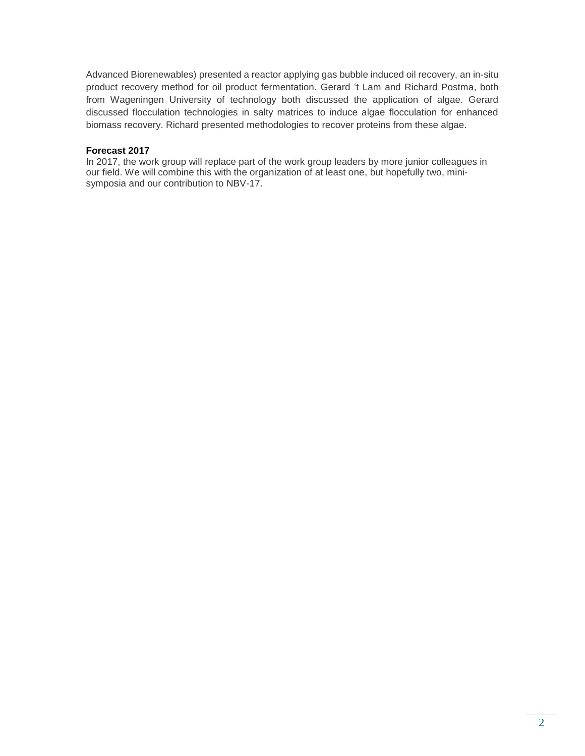Advanced Biorenewables) presented a reactor applying gas bubble induced oil recovery, an in-situ product recovery method for oil product fermentation. Gerard ‘t Lam and Richard Postma, both from Wageningen University of technology both discussed the application of algae. Gerard discussed flocculation technologies in salty matrices to induce algae flocculation for enhanced biomass recovery. Richard presented methodologies to recover proteins from these algae.

**Forecast 2017**

In 2017, the work group will replace part of the work group leaders by more junior colleagues in our field. We will combine this with the organization of at least one, but hopefully two, mini-symposia and our contribution to NBV-17.